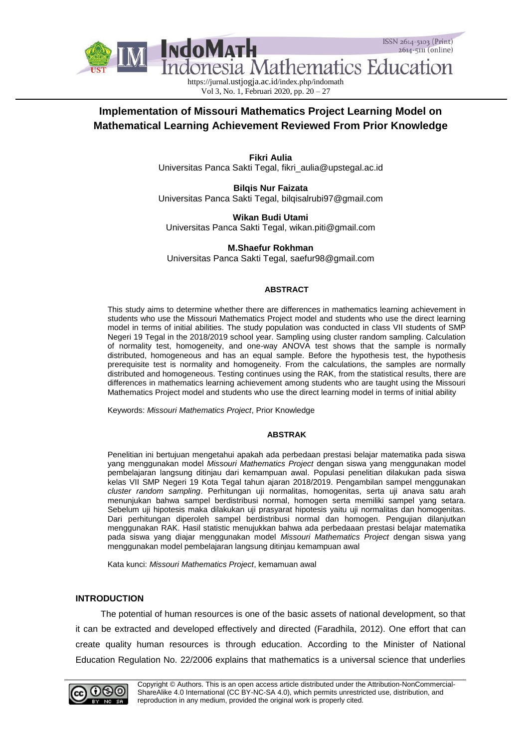# Implementation of Missouri Mathematics Project Learning Model on Mathematical Learning Achievement Reviewed From Prior Knowledge

**Fikri Aulia**
Universitas Panca Sakti Tegal, fikri_aulia@upstegal.ac.id

**Bilqis Nur Faizata**
Universitas Panca Sakti Tegal, bilqisalrubi97@gmail.com

**Wikan Budi Utami**
Universitas Panca Sakti Tegal, wikan.piti@gmail.com

**M.Shaefur Rokhman**
Universitas Panca Sakti Tegal, saefur98@gmail.com

### ABSTRACT

This study aims to determine whether there are differences in mathematics learning achievement in students who use the Missouri Mathematics Project model and students who use the direct learning model in terms of initial abilities. The study population was conducted in class VII students of SMP Negeri 19 Tegal in the 2018/2019 school year. Sampling using cluster random sampling. Calculation of normality test, homogeneity, and one-way ANOVA test shows that the sample is normally distributed, homogeneous and has an equal sample. Before the hypothesis test, the hypothesis prerequisite test is normality and homogeneity. From the calculations, the samples are normally distributed and homogeneous. Testing continues using the RAK, from the statistical results, there are differences in mathematics learning achievement among students who are taught using the Missouri Mathematics Project model and students who use the direct learning model in terms of initial ability

Keywords: *Missouri Mathematics Project*, Prior Knowledge

### ABSTRAK

Penelitian ini bertujuan mengetahui apakah ada perbedaan prestasi belajar matematika pada siswa yang menggunakan model *Missouri Mathematics Project* dengan siswa yang menggunakan model pembelajaran langsung ditinjau dari kemampuan awal. Populasi penelitian dilakukan pada siswa kelas VII SMP Negeri 19 Kota Tegal tahun ajaran 2018/2019. Pengambilan sampel menggunakan *cluster random sampling*. Perhitungan uji normalitas, homogenitas, serta uji anava satu arah menunjukan bahwa sampel berdistribusi normal, homogen serta memiliki sampel yang setara. Sebelum uji hipotesis maka dilakukan uji prasyarat hipotesis yaitu uji normalitas dan homogenitas. Dari perhitungan diperoleh sampel berdistribusi normal dan homogen. Pengujian dilanjutkan menggunakan RAK. Hasil statistic menujukkan bahwa ada perbedaaan prestasi belajar matematika pada siswa yang diajar menggunakan model *Missouri Mathematics Project* dengan siswa yang menggunakan model pembelajaran langsung ditinjau kemampuan awal

Kata kunci: *Missouri Mathematics Project*, kemamuan awal

## INTRODUCTION

The potential of human resources is one of the basic assets of national development, so that it can be extracted and developed effectively and directed (Faradhila, 2012). One effort that can create quality human resources is through education. According to the Minister of National Education Regulation No. 22/2006 explains that mathematics is a universal science that underlies

Copyright © Authors. This is an open access article distributed under the Attribution-NonCommercial-ShareAlike 4.0 International (CC BY-NC-SA 4.0), which permits unrestricted use, distribution, and reproduction in any medium, provided the original work is properly cited.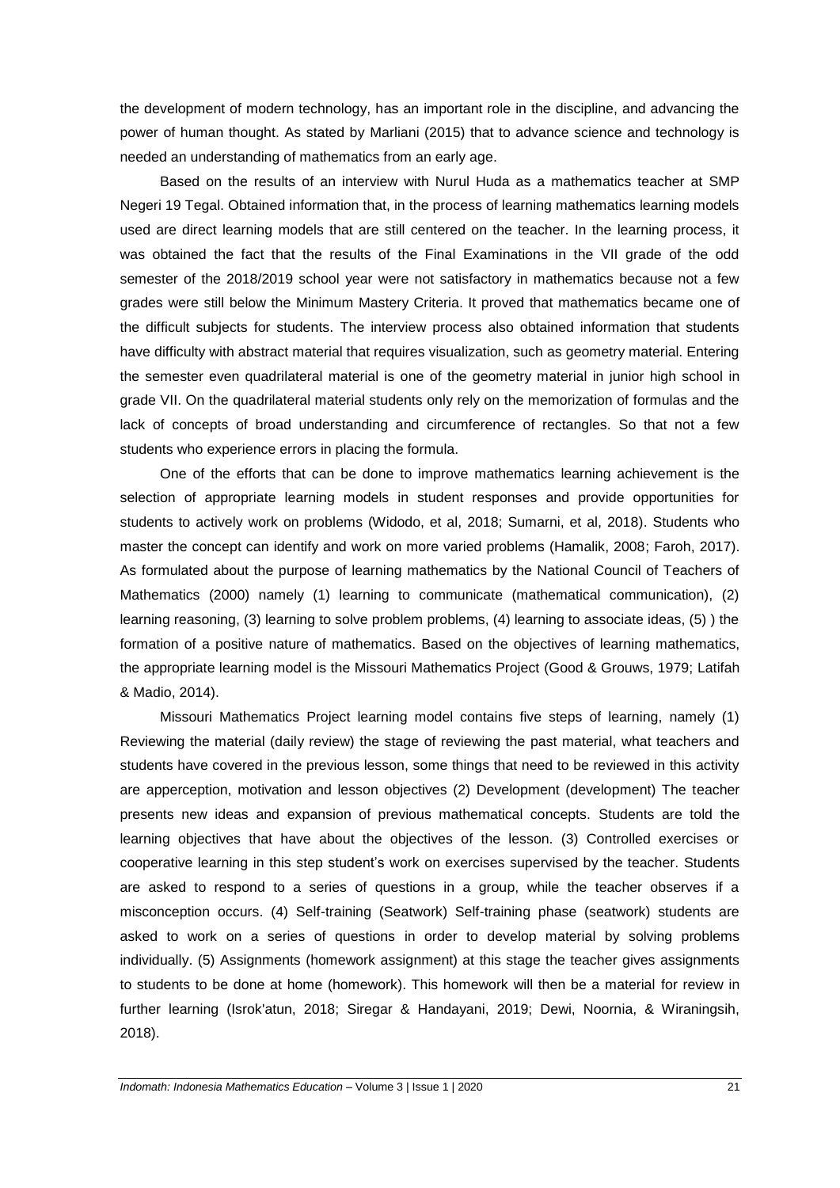the development of modern technology, has an important role in the discipline, and advancing the power of human thought. As stated by Marliani (2015) that to advance science and technology is needed an understanding of mathematics from an early age.

Based on the results of an interview with Nurul Huda as a mathematics teacher at SMP Negeri 19 Tegal. Obtained information that, in the process of learning mathematics learning models used are direct learning models that are still centered on the teacher. In the learning process, it was obtained the fact that the results of the Final Examinations in the VII grade of the odd semester of the 2018/2019 school year were not satisfactory in mathematics because not a few grades were still below the Minimum Mastery Criteria. It proved that mathematics became one of the difficult subjects for students. The interview process also obtained information that students have difficulty with abstract material that requires visualization, such as geometry material. Entering the semester even quadrilateral material is one of the geometry material in junior high school in grade VII. On the quadrilateral material students only rely on the memorization of formulas and the lack of concepts of broad understanding and circumference of rectangles. So that not a few students who experience errors in placing the formula.

One of the efforts that can be done to improve mathematics learning achievement is the selection of appropriate learning models in student responses and provide opportunities for students to actively work on problems (Widodo, et al, 2018; Sumarni, et al, 2018). Students who master the concept can identify and work on more varied problems (Hamalik, 2008; Faroh, 2017). As formulated about the purpose of learning mathematics by the National Council of Teachers of Mathematics (2000) namely (1) learning to communicate (mathematical communication), (2) learning reasoning, (3) learning to solve problem problems, (4) learning to associate ideas, (5) ) the formation of a positive nature of mathematics. Based on the objectives of learning mathematics, the appropriate learning model is the Missouri Mathematics Project (Good & Grouws, 1979; Latifah & Madio, 2014).

Missouri Mathematics Project learning model contains five steps of learning, namely (1) Reviewing the material (daily review) the stage of reviewing the past material, what teachers and students have covered in the previous lesson, some things that need to be reviewed in this activity are apperception, motivation and lesson objectives (2) Development (development) The teacher presents new ideas and expansion of previous mathematical concepts. Students are told the learning objectives that have about the objectives of the lesson. (3) Controlled exercises or cooperative learning in this step student's work on exercises supervised by the teacher. Students are asked to respond to a series of questions in a group, while the teacher observes if a misconception occurs. (4) Self-training (Seatwork) Self-training phase (seatwork) students are asked to work on a series of questions in order to develop material by solving problems individually. (5) Assignments (homework assignment) at this stage the teacher gives assignments to students to be done at home (homework). This homework will then be a material for review in further learning (Isrok'atun, 2018; Siregar & Handayani, 2019; Dewi, Noornia, & Wiraningsih, 2018).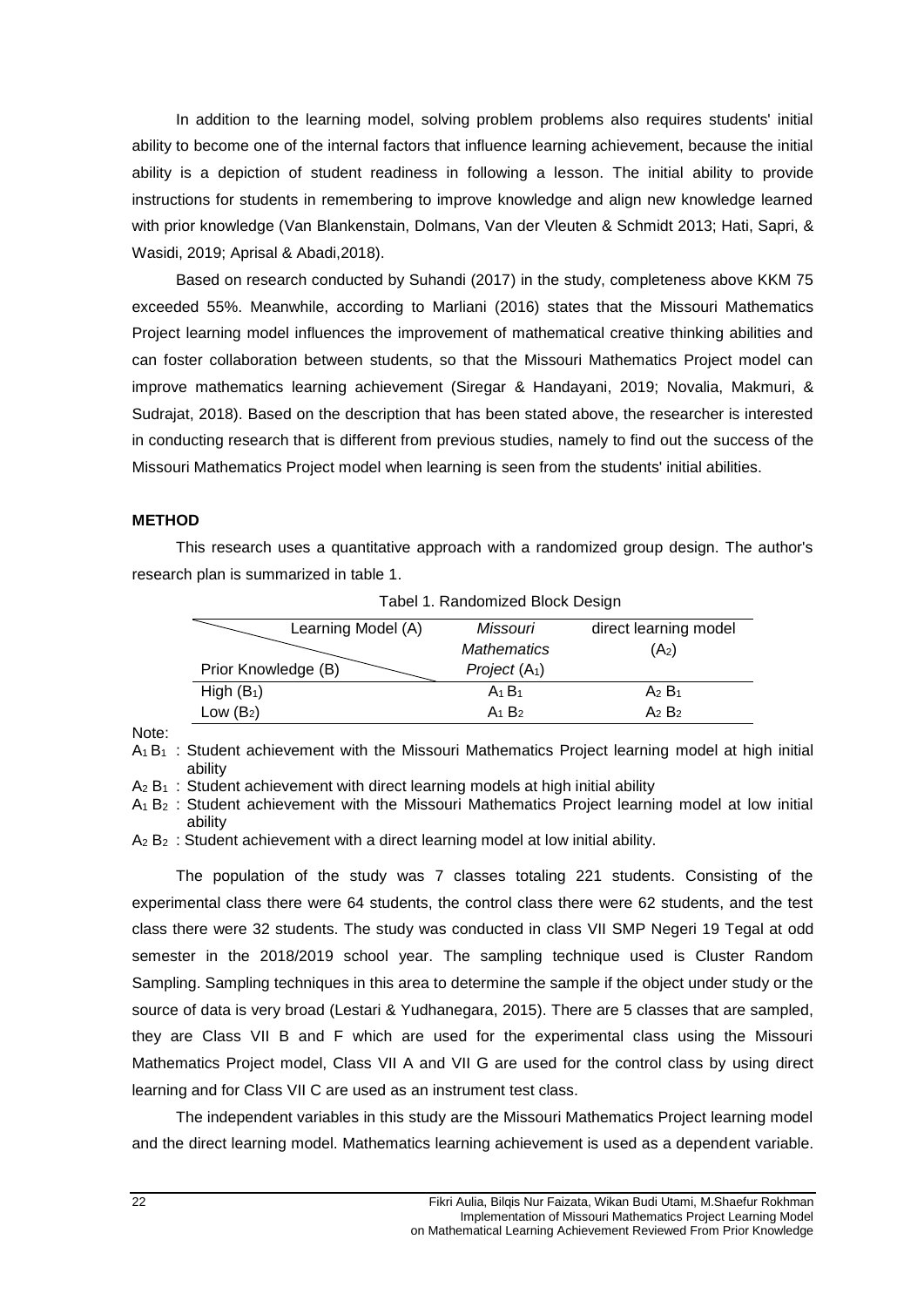In addition to the learning model, solving problem problems also requires students' initial ability to become one of the internal factors that influence learning achievement, because the initial ability is a depiction of student readiness in following a lesson. The initial ability to provide instructions for students in remembering to improve knowledge and align new knowledge learned with prior knowledge (Van Blankenstain, Dolmans, Van der Vleuten & Schmidt 2013; Hati, Sapri, & Wasidi, 2019; Aprisal & Abadi,2018).

Based on research conducted by Suhandi (2017) in the study, completeness above KKM 75 exceeded 55%. Meanwhile, according to Marliani (2016) states that the Missouri Mathematics Project learning model influences the improvement of mathematical creative thinking abilities and can foster collaboration between students, so that the Missouri Mathematics Project model can improve mathematics learning achievement (Siregar & Handayani, 2019; Novalia, Makmuri, & Sudrajat, 2018). Based on the description that has been stated above, the researcher is interested in conducting research that is different from previous studies, namely to find out the success of the Missouri Mathematics Project model when learning is seen from the students' initial abilities.

**METHOD**

This research uses a quantitative approach with a randomized group design. The author's research plan is summarized in table 1.

Tabel 1. Randomized Block Design

| Learning Model (A) / Prior Knowledge (B) | *Missouri Mathematics Project* ($A_1$) | direct learning model ($A_2$) |
|---|---|---|
| High ($B_1$) | $A_1 B_1$ | $A_2 B_1$ |
| Low ($B_2$) | $A_1 B_2$ | $A_2 B_2$ |

Note:

$A_1 B_1$ : Student achievement with the Missouri Mathematics Project learning model at high initial ability

$A_2 B_1$ : Student achievement with direct learning models at high initial ability

$A_1 B_2$ : Student achievement with the Missouri Mathematics Project learning model at low initial ability

$A_2 B_2$ : Student achievement with a direct learning model at low initial ability.

The population of the study was 7 classes totaling 221 students. Consisting of the experimental class there were 64 students, the control class there were 62 students, and the test class there were 32 students. The study was conducted in class VII SMP Negeri 19 Tegal at odd semester in the 2018/2019 school year. The sampling technique used is Cluster Random Sampling. Sampling techniques in this area to determine the sample if the object under study or the source of data is very broad (Lestari & Yudhanegara, 2015). There are 5 classes that are sampled, they are Class VII B and F which are used for the experimental class using the Missouri Mathematics Project model, Class VII A and VII G are used for the control class by using direct learning and for Class VII C are used as an instrument test class.

The independent variables in this study are the Missouri Mathematics Project learning model and the direct learning model. Mathematics learning achievement is used as a dependent variable.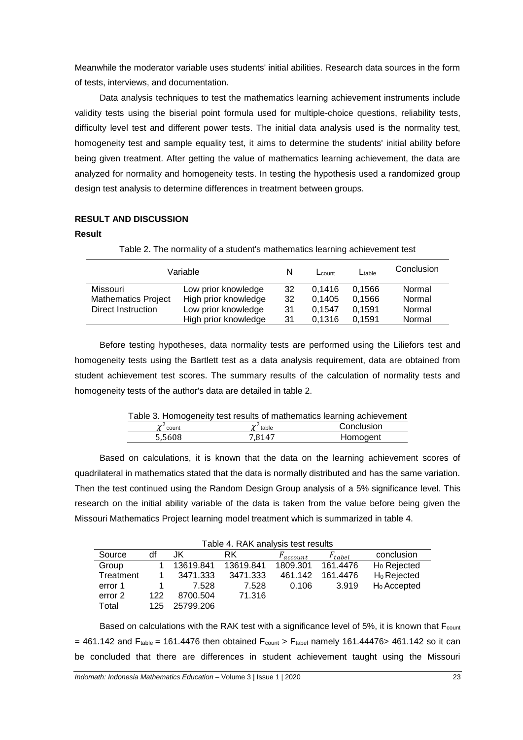Meanwhile the moderator variable uses students' initial abilities. Research data sources in the form of tests, interviews, and documentation.

Data analysis techniques to test the mathematics learning achievement instruments include validity tests using the biserial point formula used for multiple-choice questions, reliability tests, difficulty level test and different power tests. The initial data analysis used is the normality test, homogeneity test and sample equality test, it aims to determine the students' initial ability before being given treatment. After getting the value of mathematics learning achievement, the data are analyzed for normality and homogeneity tests. In testing the hypothesis used a randomized group design test analysis to determine differences in treatment between groups.

## RESULT AND DISCUSSION

### Result

Table 2. The normality of a student's mathematics learning achievement test

| Variable | | N | $L_{count}$ | $L_{table}$ | Conclusion |
|---|---|---|---|---|---|
| Missouri | Low prior knowledge | 32 | 0,1416 | 0,1566 | Normal |
| Mathematics Project | High prior knowledge | 32 | 0,1405 | 0,1566 | Normal |
| Direct Instruction | Low prior knowledge | 31 | 0,1547 | 0,1591 | Normal |
| | High prior knowledge | 31 | 0,1316 | 0,1591 | Normal |

Before testing hypotheses, data normality tests are performed using the Liliefors test and homogeneity tests using the Bartlett test as a data analysis requirement, data are obtained from student achievement test scores. The summary results of the calculation of normality tests and homogeneity tests of the author's data are detailed in table 2.

Table 3. Homogeneity test results of mathematics learning achievement

| $\chi^2_{count}$ | $\chi^2_{table}$ | Conclusion |
|---|---|---|
| 5,5608 | 7,8147 | Homogent |

Based on calculations, it is known that the data on the learning achievement scores of quadrilateral in mathematics stated that the data is normally distributed and has the same variation. Then the test continued using the Random Design Group analysis of a 5% significance level. This research on the initial ability variable of the data is taken from the value before being given the Missouri Mathematics Project learning model treatment which is summarized in table 4.

Table 4. RAK analysis test results

| Source | df | JK | RK | $F_{account}$ | $F_{tabel}$ | conclusion |
|---|---|---|---|---|---|---|
| Group | 1 | 13619.841 | 13619.841 | 1809.301 | 161.4476 | $H_0$ Rejected |
| Treatment | 1 | 3471.333 | 3471.333 | 461.142 | 161.4476 | $H_0$ Rejected |
| error 1 | 1 | 7.528 | 7.528 | 0.106 | 3.919 | $H_0$ Accepted |
| error 2 | 122 | 8700.504 | 71.316 | | | |
| Total | 125 | 25799.206 | | | | |

Based on calculations with the RAK test with a significance level of 5%, it is known that $F_{count} = 461.142$ and $F_{table} = 161.4476$ then obtained $F_{count} > F_{tabel}$ namely 161.44476> 461.142 so it can be concluded that there are differences in student achievement taught using the Missouri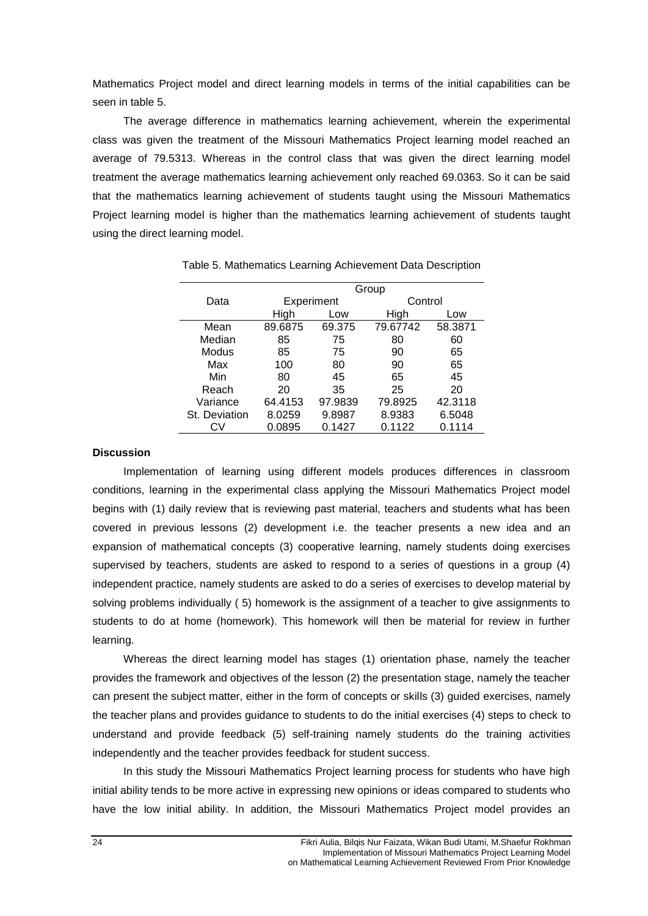Mathematics Project model and direct learning models in terms of the initial capabilities can be seen in table 5.

The average difference in mathematics learning achievement, wherein the experimental class was given the treatment of the Missouri Mathematics Project learning model reached an average of 79.5313. Whereas in the control class that was given the direct learning model treatment the average mathematics learning achievement only reached 69.0363. So it can be said that the mathematics learning achievement of students taught using the Missouri Mathematics Project learning model is higher than the mathematics learning achievement of students taught using the direct learning model.

Table 5. Mathematics Learning Achievement Data Description

| Data | Group | | | |
|---|---|---|---|---|
| | Experiment | | Control | |
| | High | Low | High | Low |
| Mean | 89.6875 | 69.375 | 79.67742 | 58.3871 |
| Median | 85 | 75 | 80 | 60 |
| Modus | 85 | 75 | 90 | 65 |
| Max | 100 | 80 | 90 | 65 |
| Min | 80 | 45 | 65 | 45 |
| Reach | 20 | 35 | 25 | 20 |
| Variance | 64.4153 | 97.9839 | 79.8925 | 42.3118 |
| St. Deviation | 8.0259 | 9.8987 | 8.9383 | 6.5048 |
| CV | 0.0895 | 0.1427 | 0.1122 | 0.1114 |

**Discussion**

Implementation of learning using different models produces differences in classroom conditions, learning in the experimental class applying the Missouri Mathematics Project model begins with (1) daily review that is reviewing past material, teachers and students what has been covered in previous lessons (2) development i.e. the teacher presents a new idea and an expansion of mathematical concepts (3) cooperative learning, namely students doing exercises supervised by teachers, students are asked to respond to a series of questions in a group (4) independent practice, namely students are asked to do a series of exercises to develop material by solving problems individually ( 5) homework is the assignment of a teacher to give assignments to students to do at home (homework). This homework will then be material for review in further learning.

Whereas the direct learning model has stages (1) orientation phase, namely the teacher provides the framework and objectives of the lesson (2) the presentation stage, namely the teacher can present the subject matter, either in the form of concepts or skills (3) guided exercises, namely the teacher plans and provides guidance to students to do the initial exercises (4) steps to check to understand and provide feedback (5) self-training namely students do the training activities independently and the teacher provides feedback for student success.

In this study the Missouri Mathematics Project learning process for students who have high initial ability tends to be more active in expressing new opinions or ideas compared to students who have the low initial ability. In addition, the Missouri Mathematics Project model provides an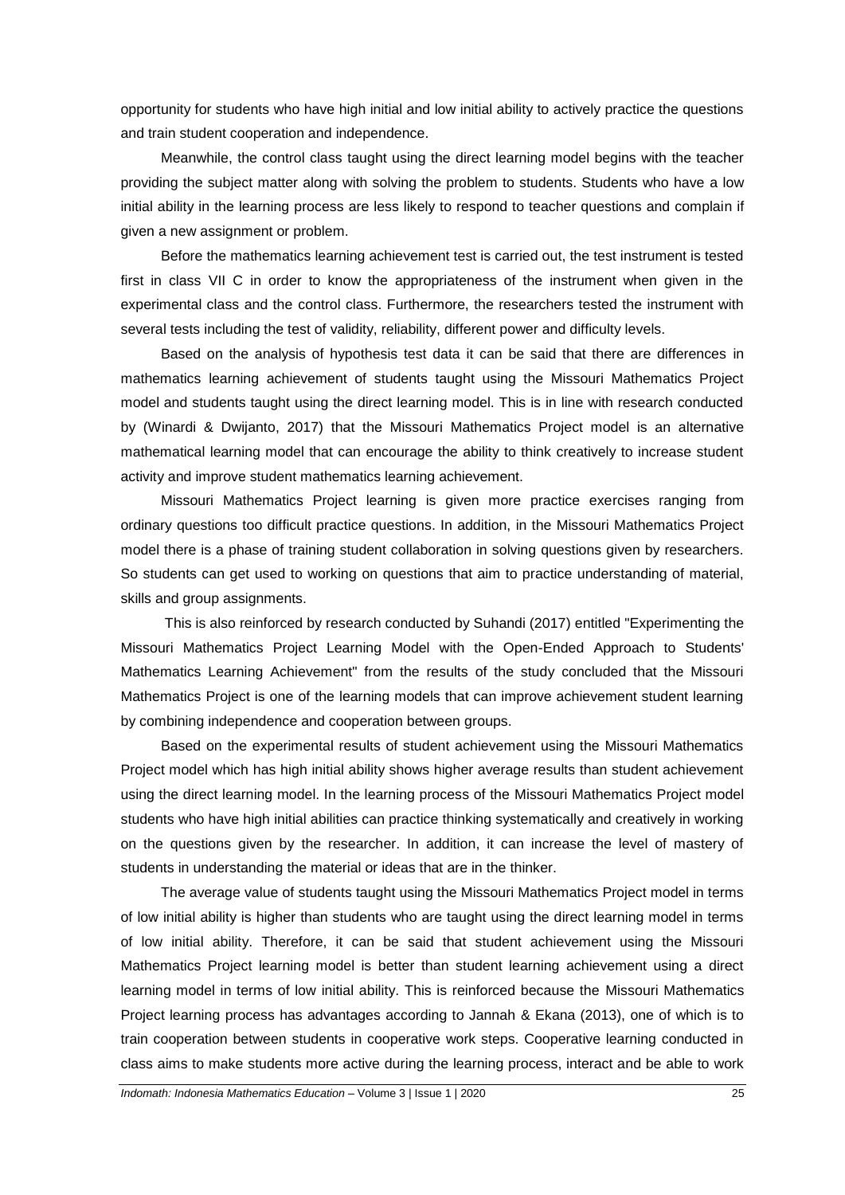opportunity for students who have high initial and low initial ability to actively practice the questions and train student cooperation and independence.

Meanwhile, the control class taught using the direct learning model begins with the teacher providing the subject matter along with solving the problem to students. Students who have a low initial ability in the learning process are less likely to respond to teacher questions and complain if given a new assignment or problem.

Before the mathematics learning achievement test is carried out, the test instrument is tested first in class VII C in order to know the appropriateness of the instrument when given in the experimental class and the control class. Furthermore, the researchers tested the instrument with several tests including the test of validity, reliability, different power and difficulty levels.

Based on the analysis of hypothesis test data it can be said that there are differences in mathematics learning achievement of students taught using the Missouri Mathematics Project model and students taught using the direct learning model. This is in line with research conducted by (Winardi & Dwijanto, 2017) that the Missouri Mathematics Project model is an alternative mathematical learning model that can encourage the ability to think creatively to increase student activity and improve student mathematics learning achievement.

Missouri Mathematics Project learning is given more practice exercises ranging from ordinary questions too difficult practice questions. In addition, in the Missouri Mathematics Project model there is a phase of training student collaboration in solving questions given by researchers. So students can get used to working on questions that aim to practice understanding of material, skills and group assignments.

This is also reinforced by research conducted by Suhandi (2017) entitled "Experimenting the Missouri Mathematics Project Learning Model with the Open-Ended Approach to Students' Mathematics Learning Achievement" from the results of the study concluded that the Missouri Mathematics Project is one of the learning models that can improve achievement student learning by combining independence and cooperation between groups.

Based on the experimental results of student achievement using the Missouri Mathematics Project model which has high initial ability shows higher average results than student achievement using the direct learning model. In the learning process of the Missouri Mathematics Project model students who have high initial abilities can practice thinking systematically and creatively in working on the questions given by the researcher. In addition, it can increase the level of mastery of students in understanding the material or ideas that are in the thinker.

The average value of students taught using the Missouri Mathematics Project model in terms of low initial ability is higher than students who are taught using the direct learning model in terms of low initial ability. Therefore, it can be said that student achievement using the Missouri Mathematics Project learning model is better than student learning achievement using a direct learning model in terms of low initial ability. This is reinforced because the Missouri Mathematics Project learning process has advantages according to Jannah & Ekana (2013), one of which is to train cooperation between students in cooperative work steps. Cooperative learning conducted in class aims to make students more active during the learning process, interact and be able to work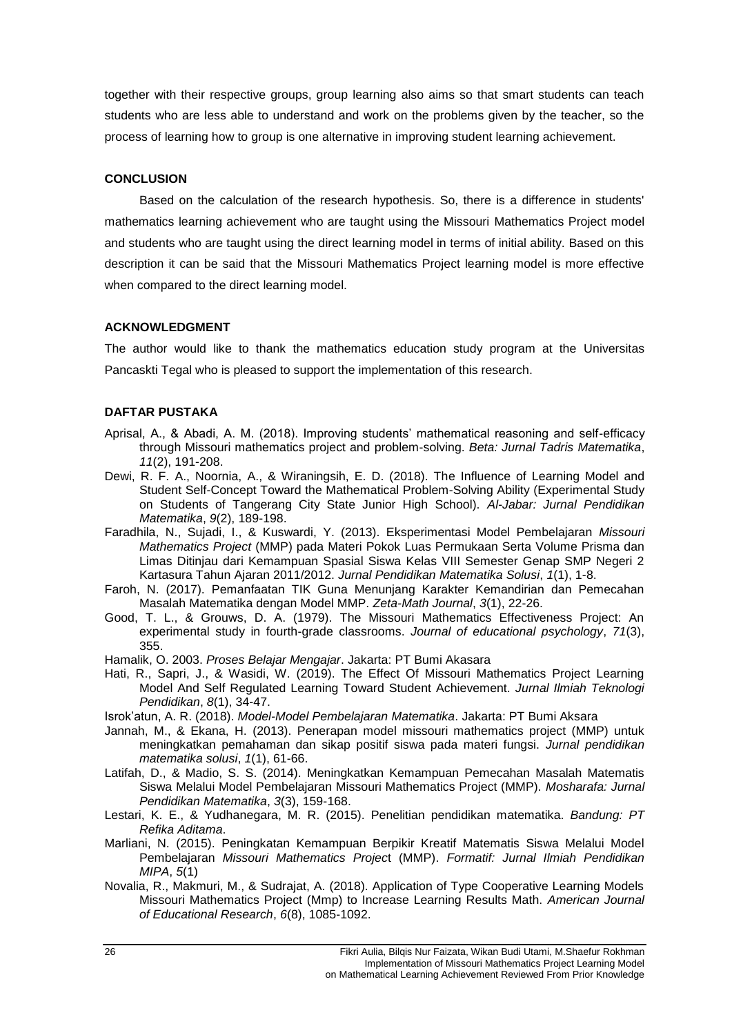together with their respective groups, group learning also aims so that smart students can teach students who are less able to understand and work on the problems given by the teacher, so the process of learning how to group is one alternative in improving student learning achievement.

## CONCLUSION

Based on the calculation of the research hypothesis. So, there is a difference in students' mathematics learning achievement who are taught using the Missouri Mathematics Project model and students who are taught using the direct learning model in terms of initial ability. Based on this description it can be said that the Missouri Mathematics Project learning model is more effective when compared to the direct learning model.

## ACKNOWLEDGMENT

The author would like to thank the mathematics education study program at the Universitas Pancaskti Tegal who is pleased to support the implementation of this research.

## DAFTAR PUSTAKA

Aprisal, A., & Abadi, A. M. (2018). Improving students' mathematical reasoning and self-efficacy through Missouri mathematics project and problem-solving. *Beta: Jurnal Tadris Matematika*, *11*(2), 191-208.

Dewi, R. F. A., Noornia, A., & Wiraningsih, E. D. (2018). The Influence of Learning Model and Student Self-Concept Toward the Mathematical Problem-Solving Ability (Experimental Study on Students of Tangerang City State Junior High School). *Al-Jabar: Jurnal Pendidikan Matematika*, *9*(2), 189-198.

Faradhila, N., Sujadi, I., & Kuswardi, Y. (2013). Eksperimentasi Model Pembelajaran *Missouri Mathematics Project* (MMP) pada Materi Pokok Luas Permukaan Serta Volume Prisma dan Limas Ditinjau dari Kemampuan Spasial Siswa Kelas VIII Semester Genap SMP Negeri 2 Kartasura Tahun Ajaran 2011/2012. *Jurnal Pendidikan Matematika Solusi*, *1*(1), 1-8.

Faroh, N. (2017). Pemanfaatan TIK Guna Menunjang Karakter Kemandirian dan Pemecahan Masalah Matematika dengan Model MMP. *Zeta-Math Journal*, *3*(1), 22-26.

Good, T. L., & Grouws, D. A. (1979). The Missouri Mathematics Effectiveness Project: An experimental study in fourth-grade classrooms. *Journal of educational psychology*, *71*(3), 355.

Hamalik, O. 2003. *Proses Belajar Mengajar*. Jakarta: PT Bumi Akasara

Hati, R., Sapri, J., & Wasidi, W. (2019). The Effect Of Missouri Mathematics Project Learning Model And Self Regulated Learning Toward Student Achievement. *Jurnal Ilmiah Teknologi Pendidikan*, *8*(1), 34-47.

Isrok'atun, A. R. (2018). *Model-Model Pembelajaran Matematika*. Jakarta: PT Bumi Aksara

Jannah, M., & Ekana, H. (2013). Penerapan model missouri mathematics project (MMP) untuk meningkatkan pemahaman dan sikap positif siswa pada materi fungsi. *Jurnal pendidikan matematika solusi*, *1*(1), 61-66.

Latifah, D., & Madio, S. S. (2014). Meningkatkan Kemampuan Pemecahan Masalah Matematis Siswa Melalui Model Pembelajaran Missouri Mathematics Project (MMP). *Mosharafa: Jurnal Pendidikan Matematika*, *3*(3), 159-168.

Lestari, K. E., & Yudhanegara, M. R. (2015). Penelitian pendidikan matematika. *Bandung: PT Refika Aditama*.

Marliani, N. (2015). Peningkatan Kemampuan Berpikir Kreatif Matematis Siswa Melalui Model Pembelajaran *Missouri Mathematics Projec*t (MMP). *Formatif: Jurnal Ilmiah Pendidikan MIPA*, *5*(1)

Novalia, R., Makmuri, M., & Sudrajat, A. (2018). Application of Type Cooperative Learning Models Missouri Mathematics Project (Mmp) to Increase Learning Results Math. *American Journal of Educational Research*, *6*(8), 1085-1092.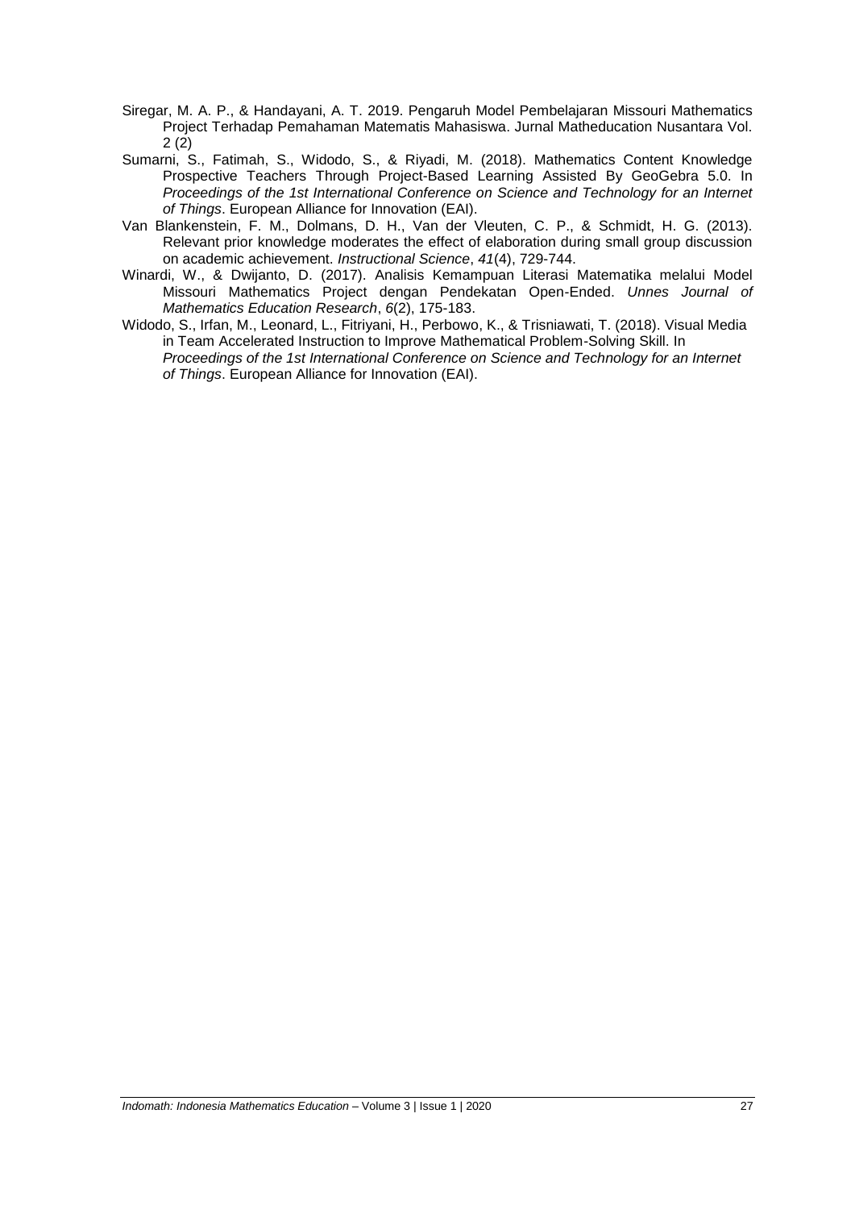Siregar, M. A. P., & Handayani, A. T. 2019. Pengaruh Model Pembelajaran Missouri Mathematics Project Terhadap Pemahaman Matematis Mahasiswa. Jurnal Matheducation Nusantara Vol. 2 (2)

Sumarni, S., Fatimah, S., Widodo, S., & Riyadi, M. (2018). Mathematics Content Knowledge Prospective Teachers Through Project-Based Learning Assisted By GeoGebra 5.0. In *Proceedings of the 1st International Conference on Science and Technology for an Internet of Things*. European Alliance for Innovation (EAI).

Van Blankenstein, F. M., Dolmans, D. H., Van der Vleuten, C. P., & Schmidt, H. G. (2013). Relevant prior knowledge moderates the effect of elaboration during small group discussion on academic achievement. *Instructional Science*, *41*(4), 729-744.

Winardi, W., & Dwijanto, D. (2017). Analisis Kemampuan Literasi Matematika melalui Model Missouri Mathematics Project dengan Pendekatan Open-Ended. *Unnes Journal of Mathematics Education Research*, *6*(2), 175-183.

Widodo, S., Irfan, M., Leonard, L., Fitriyani, H., Perbowo, K., & Trisniawati, T. (2018). Visual Media in Team Accelerated Instruction to Improve Mathematical Problem-Solving Skill. In *Proceedings of the 1st International Conference on Science and Technology for an Internet of Things*. European Alliance for Innovation (EAI).